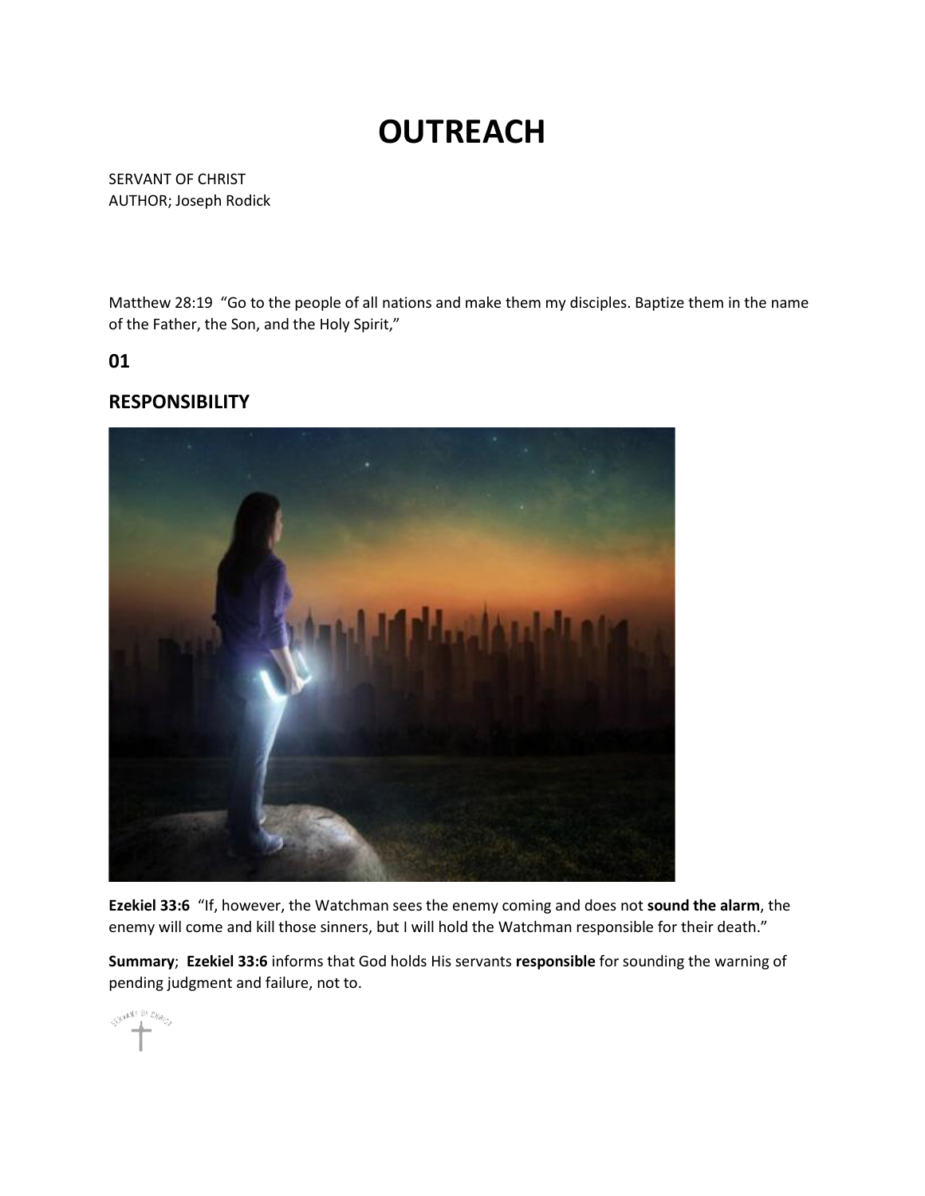# OUTREACH

SERVANT OF CHRIST
AUTHOR; Joseph Rodick

Matthew 28:19 "Go to the people of all nations and make them my disciples. Baptize them in the name of the Father, the Son, and the Holy Spirit,"

## 01

## RESPONSIBILITY

**Ezekiel 33:6** "If, however, the Watchman sees the enemy coming and does not **sound the alarm**, the enemy will come and kill those sinners, but I will hold the Watchman responsible for their death."

**Summary**; **Ezekiel 33:6** informs that God holds His servants **responsible** for sounding the warning of pending judgment and failure, not to.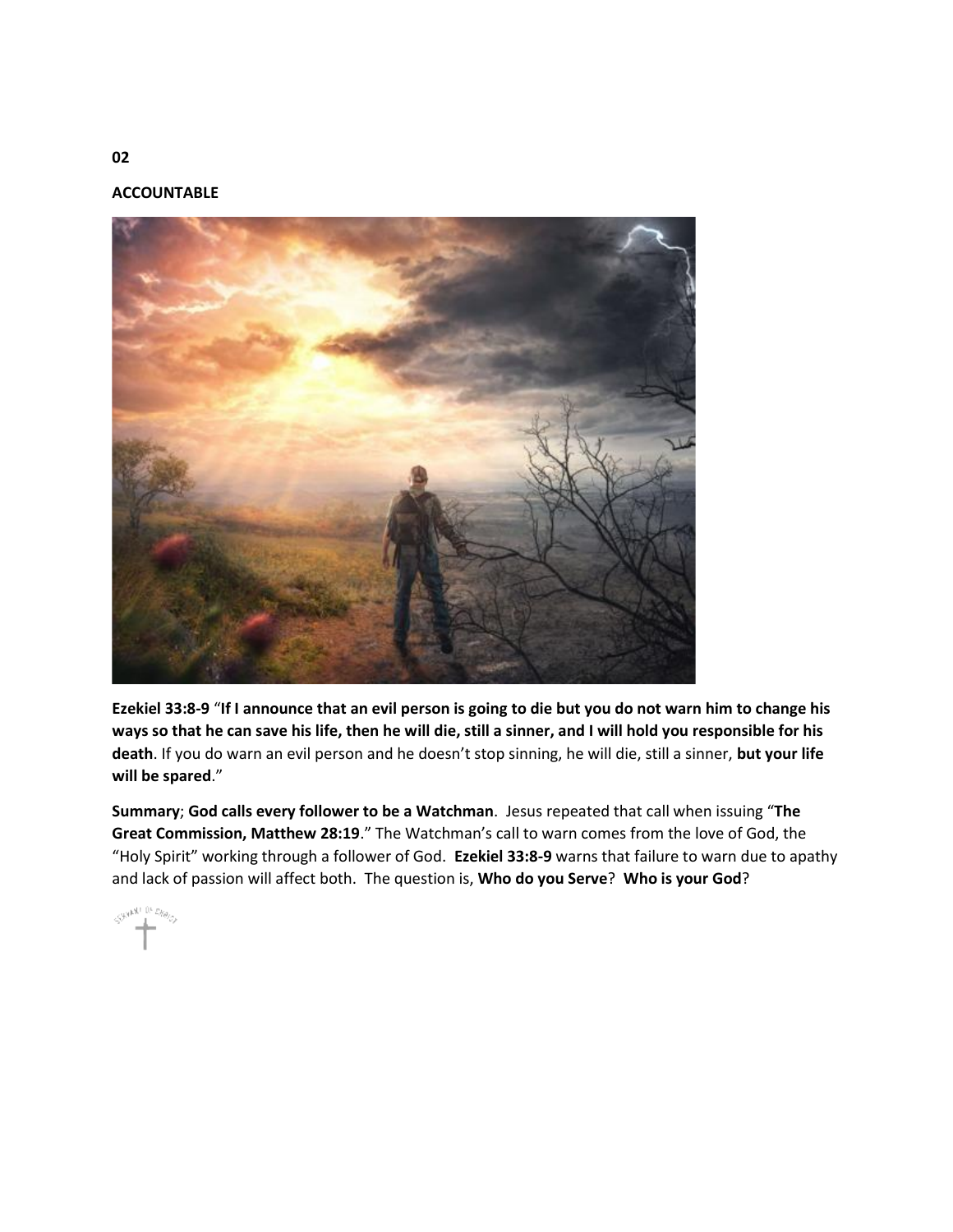**02**

**ACCOUNTABLE**

**Ezekiel 33:8-9** "**If I announce that an evil person is going to die but you do not warn him to change his ways so that he can save his life, then he will die, still a sinner, and I will hold you responsible for his death**. If you do warn an evil person and he doesn't stop sinning, he will die, still a sinner, **but your life will be spared**."

**Summary**; **God calls every follower to be a Watchman**. Jesus repeated that call when issuing "**The Great Commission, Matthew 28:19**." The Watchman's call to warn comes from the love of God, the "Holy Spirit" working through a follower of God. **Ezekiel 33:8-9** warns that failure to warn due to apathy and lack of passion will affect both. The question is, **Who do you Serve**? **Who is your God**?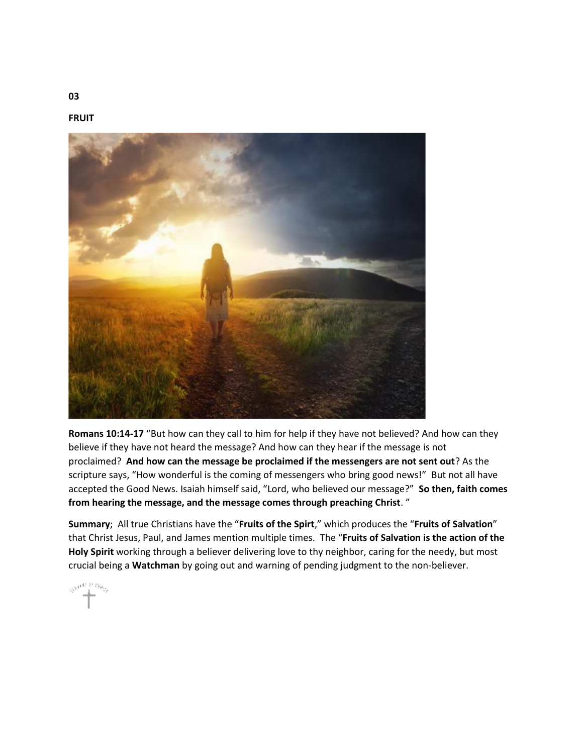**03**

**FRUIT**

**Romans 10:14-17** "But how can they call to him for help if they have not believed? And how can they believe if they have not heard the message? And how can they hear if the message is not proclaimed? **And how can the message be proclaimed if the messengers are not sent out**? As the scripture says, "How wonderful is the coming of messengers who bring good news!" But not all have accepted the Good News. Isaiah himself said, "Lord, who believed our message?" **So then, faith comes from hearing the message, and the message comes through preaching Christ**. "

**Summary**; All true Christians have the "**Fruits of the Spirt**," which produces the "**Fruits of Salvation**" that Christ Jesus, Paul, and James mention multiple times. The "**Fruits of Salvation is the action of the Holy Spirit** working through a believer delivering love to thy neighbor, caring for the needy, but most crucial being a **Watchman** by going out and warning of pending judgment to the non-believer.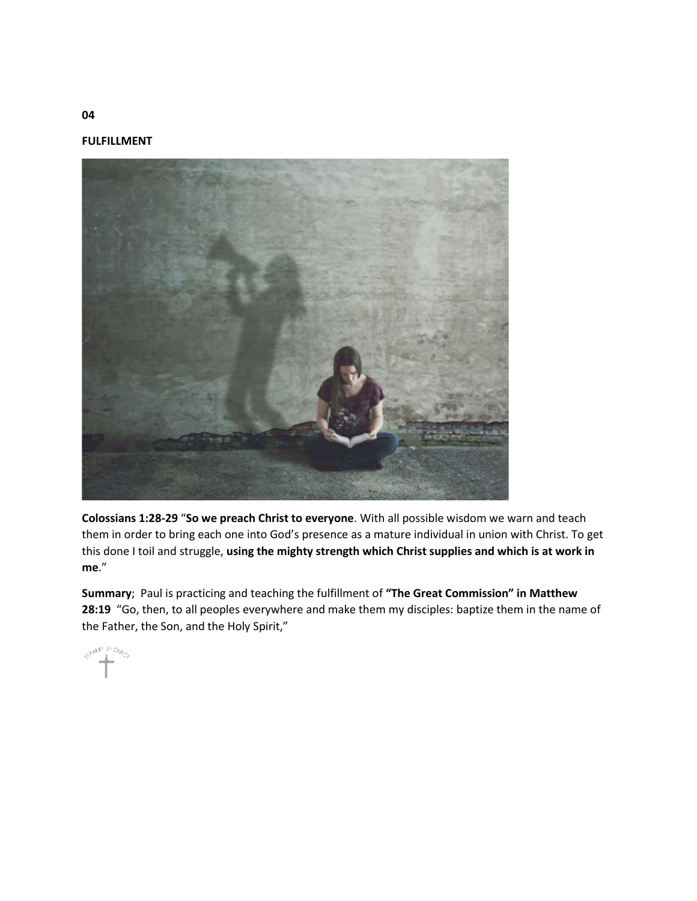**04**

**FULFILLMENT**

**Colossians 1:28-29** “**So we preach Christ to everyone**. With all possible wisdom we warn and teach them in order to bring each one into God’s presence as a mature individual in union with Christ. To get this done I toil and struggle, **using the mighty strength which Christ supplies and which is at work in me**.”

**Summary**; Paul is practicing and teaching the fulfillment of **“The Great Commission” in Matthew 28:19** “Go, then, to all peoples everywhere and make them my disciples: baptize them in the name of the Father, the Son, and the Holy Spirit,”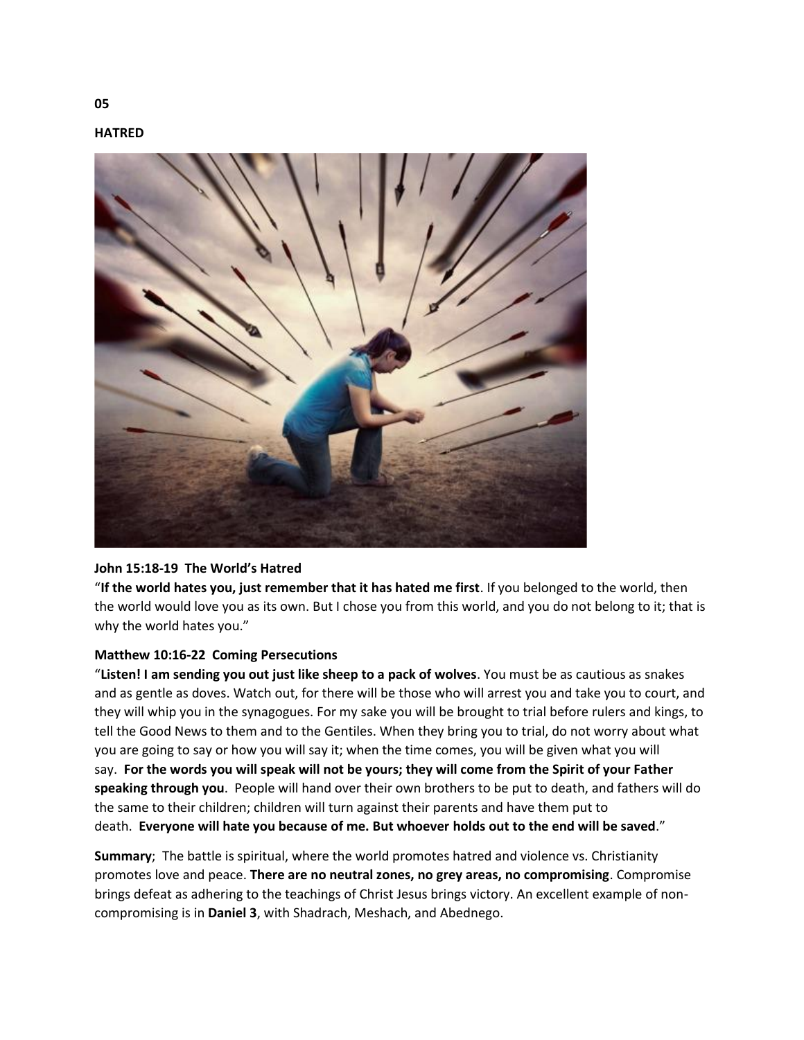**05**

**HATRED**

**John 15:18-19 The World's Hatred**

"**If the world hates you, just remember that it has hated me first**. If you belonged to the world, then the world would love you as its own. But I chose you from this world, and you do not belong to it; that is why the world hates you."

**Matthew 10:16-22 Coming Persecutions**

"**Listen! I am sending you out just like sheep to a pack of wolves**. You must be as cautious as snakes and as gentle as doves. Watch out, for there will be those who will arrest you and take you to court, and they will whip you in the synagogues. For my sake you will be brought to trial before rulers and kings, to tell the Good News to them and to the Gentiles. When they bring you to trial, do not worry about what you are going to say or how you will say it; when the time comes, you will be given what you will say. **For the words you will speak will not be yours; they will come from the Spirit of your Father speaking through you**. People will hand over their own brothers to be put to death, and fathers will do the same to their children; children will turn against their parents and have them put to death. **Everyone will hate you because of me. But whoever holds out to the end will be saved**."

**Summary**; The battle is spiritual, where the world promotes hatred and violence vs. Christianity promotes love and peace. **There are no neutral zones, no grey areas, no compromising**. Compromise brings defeat as adhering to the teachings of Christ Jesus brings victory. An excellent example of non-compromising is in **Daniel 3**, with Shadrach, Meshach, and Abednego.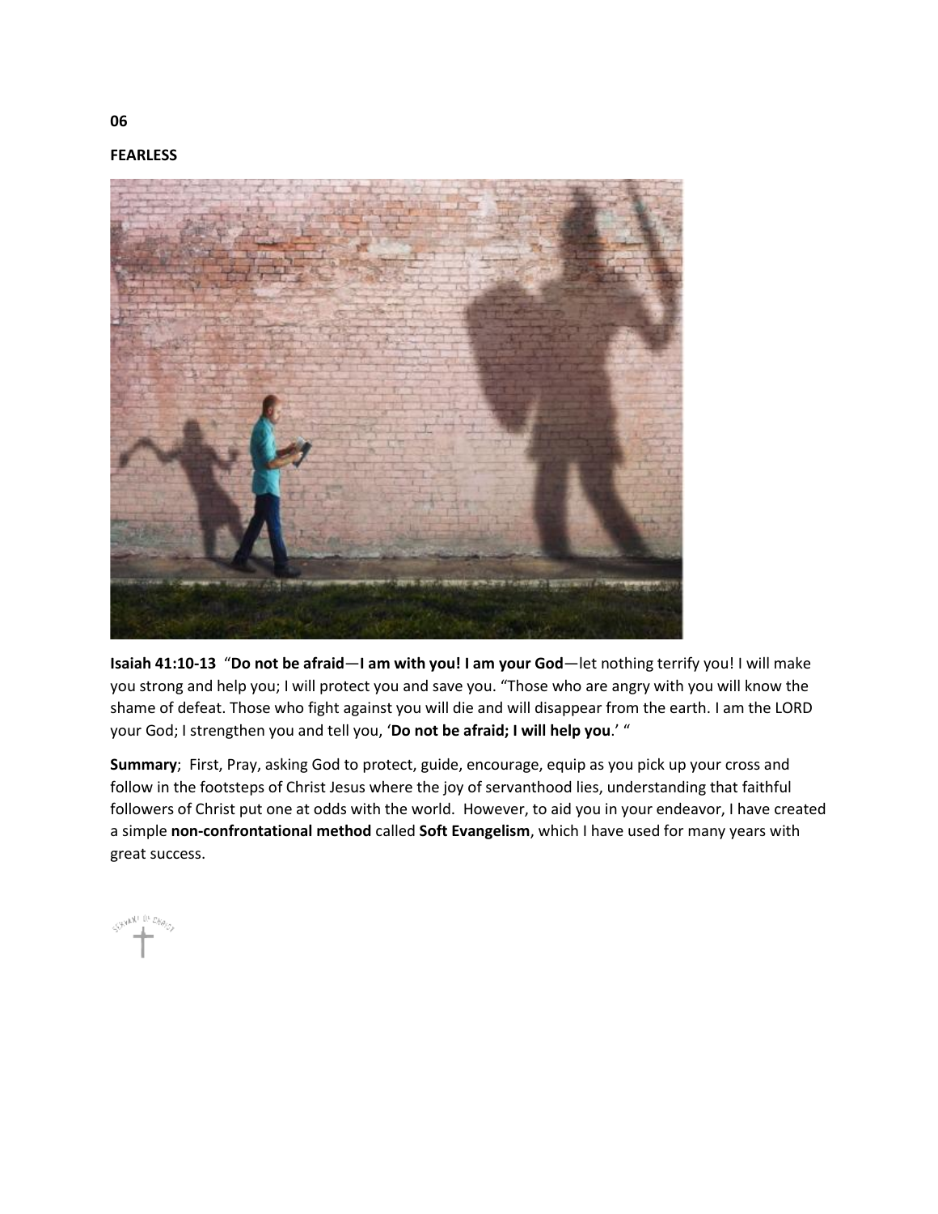**06**

**FEARLESS**

**Isaiah 41:10-13** "**Do not be afraid**—**I am with you! I am your God**—let nothing terrify you! I will make you strong and help you; I will protect you and save you. "Those who are angry with you will know the shame of defeat. Those who fight against you will die and will disappear from the earth. I am the LORD your God; I strengthen you and tell you, '**Do not be afraid; I will help you**.' "

**Summary**; First, Pray, asking God to protect, guide, encourage, equip as you pick up your cross and follow in the footsteps of Christ Jesus where the joy of servanthood lies, understanding that faithful followers of Christ put one at odds with the world. However, to aid you in your endeavor, I have created a simple **non-confrontational method** called **Soft Evangelism**, which I have used for many years with great success.